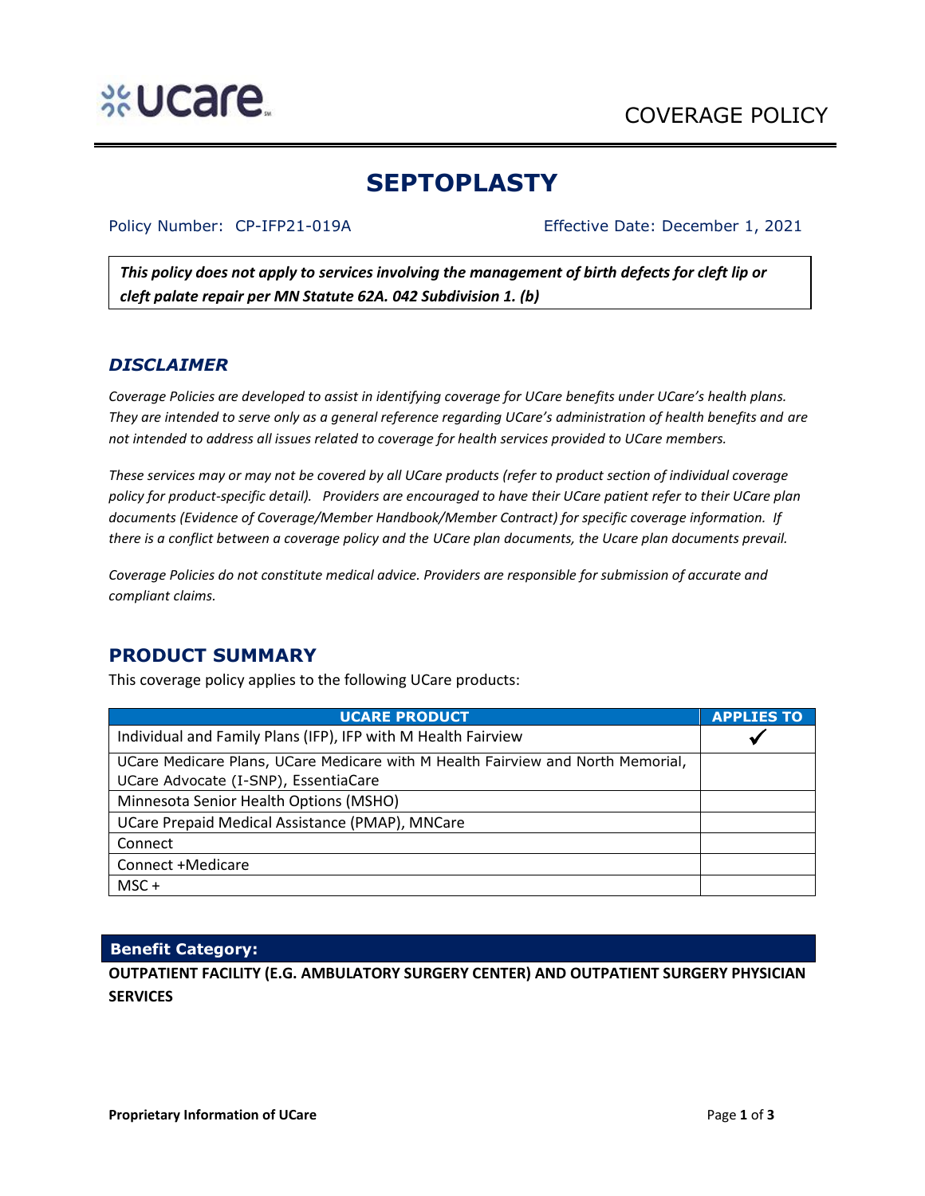COVERAGE POLICY

# SEPTOPLASTY

Policy Number: CP-IFP21-019A Effective Date: December 1, 2021

***This policy does not apply to services involving the management of birth defects for cleft lip or cleft palate repair per MN Statute 62A. 042 Subdivision 1. (b)***

## *DISCLAIMER*

*Coverage Policies are developed to assist in identifying coverage for UCare benefits under UCare's health plans. They are intended to serve only as a general reference regarding UCare's administration of health benefits and are not intended to address all issues related to coverage for health services provided to UCare members.*

*These services may or may not be covered by all UCare products (refer to product section of individual coverage policy for product-specific detail). Providers are encouraged to have their UCare patient refer to their UCare plan documents (Evidence of Coverage/Member Handbook/Member Contract) for specific coverage information. If there is a conflict between a coverage policy and the UCare plan documents, the Ucare plan documents prevail.*

*Coverage Policies do not constitute medical advice. Providers are responsible for submission of accurate and compliant claims.*

## PRODUCT SUMMARY

This coverage policy applies to the following UCare products:

| UCARE PRODUCT | APPLIES TO |
|---|---|
| Individual and Family Plans (IFP), IFP with M Health Fairview | ✔ |
| UCare Medicare Plans, UCare Medicare with M Health Fairview and North Memorial, UCare Advocate (I-SNP), EssentiaCare | |
| Minnesota Senior Health Options (MSHO) | |
| UCare Prepaid Medical Assistance (PMAP), MNCare | |
| Connect | |
| Connect +Medicare | |
| MSC + | |

### Benefit Category:

**OUTPATIENT FACILITY (E.G. AMBULATORY SURGERY CENTER) AND OUTPATIENT SURGERY PHYSICIAN SERVICES**

**Proprietary Information of UCare**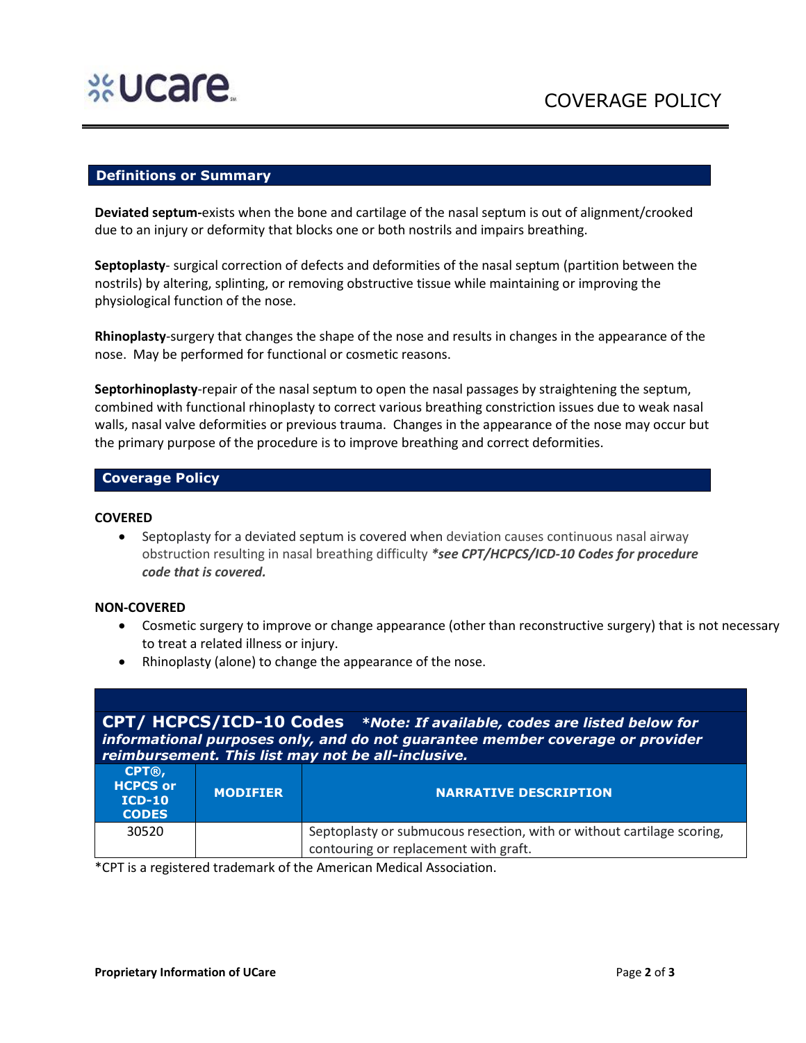## Definitions or Summary

**Deviated septum-**exists when the bone and cartilage of the nasal septum is out of alignment/crooked due to an injury or deformity that blocks one or both nostrils and impairs breathing.

**Septoplasty**- surgical correction of defects and deformities of the nasal septum (partition between the nostrils) by altering, splinting, or removing obstructive tissue while maintaining or improving the physiological function of the nose.

**Rhinoplasty**-surgery that changes the shape of the nose and results in changes in the appearance of the nose. May be performed for functional or cosmetic reasons.

**Septorhinoplasty**-repair of the nasal septum to open the nasal passages by straightening the septum, combined with functional rhinoplasty to correct various breathing constriction issues due to weak nasal walls, nasal valve deformities or previous trauma. Changes in the appearance of the nose may occur but the primary purpose of the procedure is to improve breathing and correct deformities.

## Coverage Policy

**COVERED**

- Septoplasty for a deviated septum is covered when deviation causes continuous nasal airway obstruction resulting in nasal breathing difficulty ***see CPT/HCPCS/ICD-10 Codes for procedure code that is covered.***

**NON-COVERED**

- Cosmetic surgery to improve or change appearance (other than reconstructive surgery) that is not necessary to treat a related illness or injury.
- Rhinoplasty (alone) to change the appearance of the nose.

## CPT/ HCPCS/ICD-10 Codes

***Note: If available, codes are listed below for informational purposes only, and do not guarantee member coverage or provider reimbursement. This list may not be all-inclusive.***

| CPT®, HCPCS or ICD-10 CODES | MODIFIER | NARRATIVE DESCRIPTION |
|---|---|---|
| 30520 | | Septoplasty or submucous resection, with or without cartilage scoring, contouring or replacement with graft. |

*CPT is a registered trademark of the American Medical Association.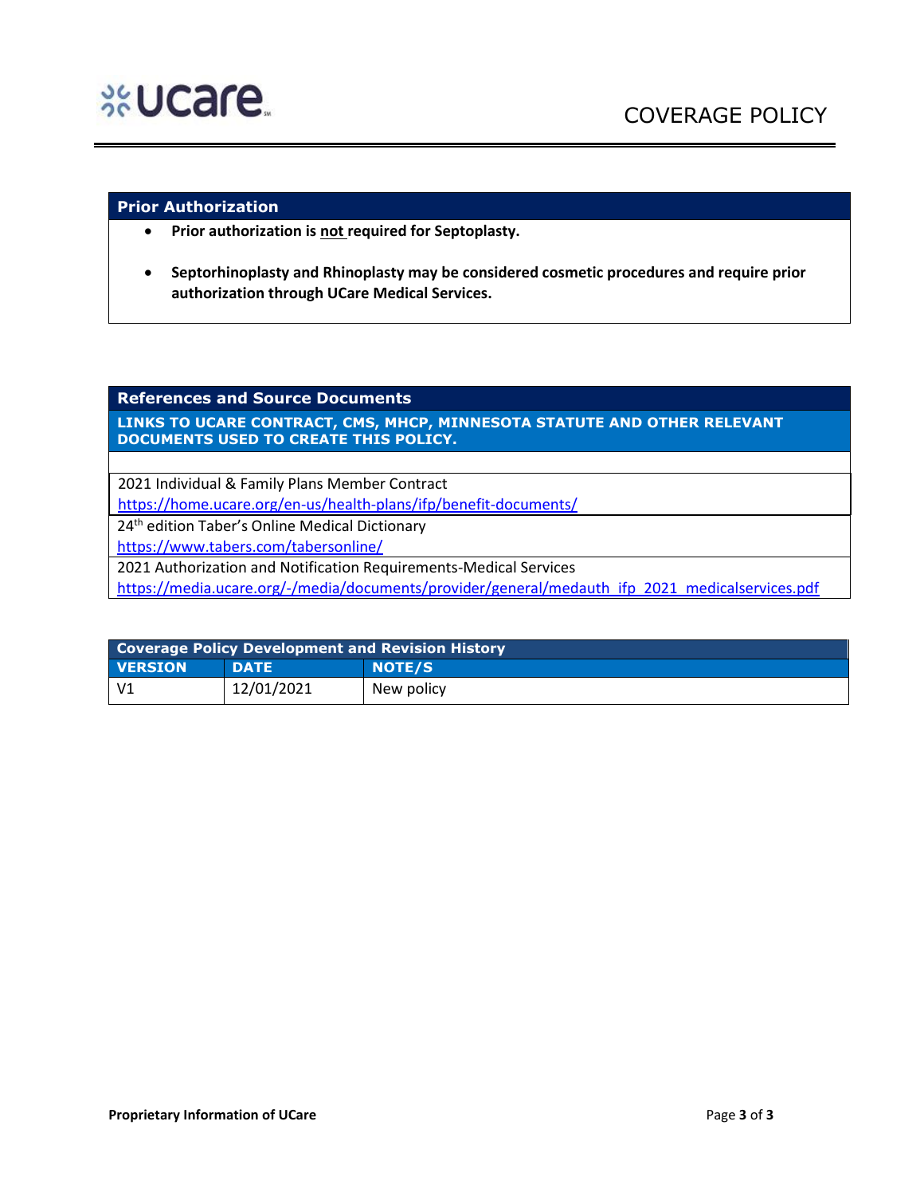## Prior Authorization

- **Prior authorization is <u>not</u> required for Septoplasty.**
- **Septorhinoplasty and Rhinoplasty may be considered cosmetic procedures and require prior authorization through UCare Medical Services.**

## References and Source Documents

**LINKS TO UCARE CONTRACT, CMS, MHCP, MINNESOTA STATUTE AND OTHER RELEVANT DOCUMENTS USED TO CREATE THIS POLICY.**

2021 Individual & Family Plans Member Contract
https://home.ucare.org/en-us/health-plans/ifp/benefit-documents/

24th edition Taber's Online Medical Dictionary
https://www.tabers.com/tabersonline/

2021 Authorization and Notification Requirements-Medical Services
https://media.ucare.org/-/media/documents/provider/general/medauth_ifp_2021_medicalservices.pdf

## Coverage Policy Development and Revision History

| VERSION | DATE | NOTE/S |
| --- | --- | --- |
| V1 | 12/01/2021 | New policy |